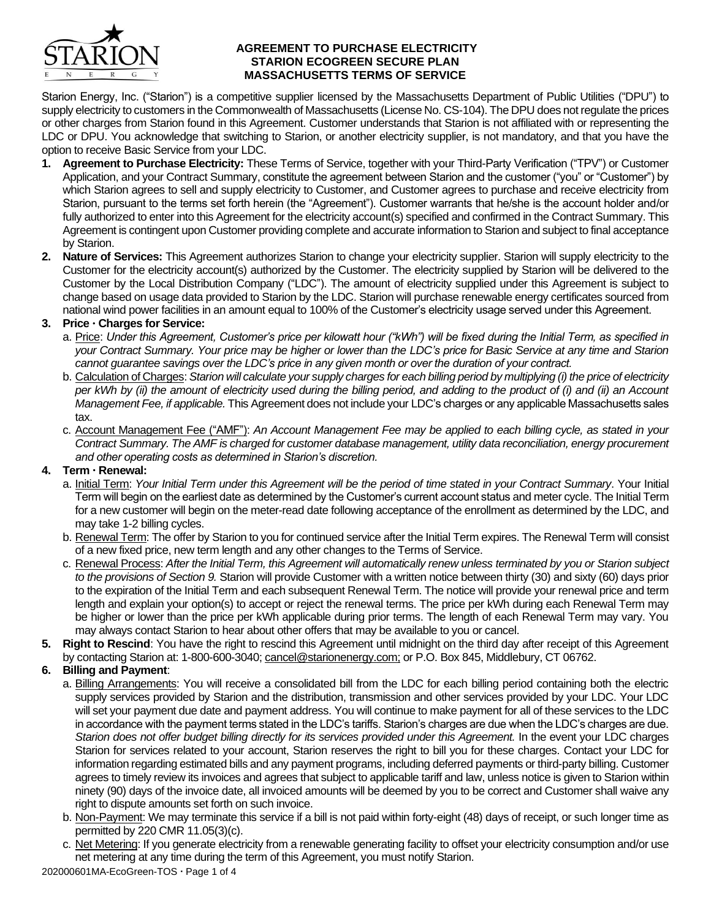# AGREEMENT TO PURCHASE ELECTRICITY
# STARION ECOGREEN SECURE PLAN
# MASSACHUSETTS TERMS OF SERVICE

Starion Energy, Inc. ("Starion") is a competitive supplier licensed by the Massachusetts Department of Public Utilities ("DPU") to supply electricity to customers in the Commonwealth of Massachusetts (License No. CS-104). The DPU does not regulate the prices or other charges from Starion found in this Agreement. Customer understands that Starion is not affiliated with or representing the LDC or DPU. You acknowledge that switching to Starion, or another electricity supplier, is not mandatory, and that you have the option to receive Basic Service from your LDC.

1. **Agreement to Purchase Electricity:** These Terms of Service, together with your Third-Party Verification ("TPV") or Customer Application, and your Contract Summary, constitute the agreement between Starion and the customer ("you" or "Customer") by which Starion agrees to sell and supply electricity to Customer, and Customer agrees to purchase and receive electricity from Starion, pursuant to the terms set forth herein (the "Agreement"). Customer warrants that he/she is the account holder and/or fully authorized to enter into this Agreement for the electricity account(s) specified and confirmed in the Contract Summary. This Agreement is contingent upon Customer providing complete and accurate information to Starion and subject to final acceptance by Starion.

2. **Nature of Services:** This Agreement authorizes Starion to change your electricity supplier. Starion will supply electricity to the Customer for the electricity account(s) authorized by the Customer. The electricity supplied by Starion will be delivered to the Customer by the Local Distribution Company ("LDC"). The amount of electricity supplied under this Agreement is subject to change based on usage data provided to Starion by the LDC. Starion will purchase renewable energy certificates sourced from national wind power facilities in an amount equal to 100% of the Customer's electricity usage served under this Agreement.

3. **Price · Charges for Service:**
   a. Price: *Under this Agreement, Customer's price per kilowatt hour ("kWh") will be fixed during the Initial Term, as specified in your Contract Summary. Your price may be higher or lower than the LDC's price for Basic Service at any time and Starion cannot guarantee savings over the LDC's price in any given month or over the duration of your contract.*
   b. Calculation of Charges: *Starion will calculate your supply charges for each billing period by multiplying (i) the price of electricity per kWh by (ii) the amount of electricity used during the billing period, and adding to the product of (i) and (ii) an Account Management Fee, if applicable.* This Agreement does not include your LDC's charges or any applicable Massachusetts sales tax.
   c. Account Management Fee ("AMF"): *An Account Management Fee may be applied to each billing cycle, as stated in your Contract Summary. The AMF is charged for customer database management, utility data reconciliation, energy procurement and other operating costs as determined in Starion's discretion.*

4. **Term · Renewal:**
   a. Initial Term: *Your Initial Term under this Agreement will be the period of time stated in your Contract Summary*. Your Initial Term will begin on the earliest date as determined by the Customer's current account status and meter cycle. The Initial Term for a new customer will begin on the meter-read date following acceptance of the enrollment as determined by the LDC, and may take 1-2 billing cycles.
   b. Renewal Term: The offer by Starion to you for continued service after the Initial Term expires. The Renewal Term will consist of a new fixed price, new term length and any other changes to the Terms of Service.
   c. Renewal Process: *After the Initial Term, this Agreement will automatically renew unless terminated by you or Starion subject to the provisions of Section 9.* Starion will provide Customer with a written notice between thirty (30) and sixty (60) days prior to the expiration of the Initial Term and each subsequent Renewal Terms. The notice will provide your renewal price and term length and explain your option(s) to accept or reject the renewal terms. The price per kWh during each Renewal Term may be higher or lower than the price per kWh applicable during prior terms. The length of each Renewal Term may vary. You may always contact Starion to hear about other offers that may be available to you or cancel.

5. **Right to Rescind**: You have the right to rescind this Agreement until midnight on the third day after receipt of this Agreement by contacting Starion at: 1-800-600-3040; cancel@starionenergy.com; or P.O. Box 845, Middlebury, CT 06762.

6. **Billing and Payment**:
   a. Billing Arrangements: You will receive a consolidated bill from the LDC for each billing period containing both the electric supply services provided by Starion and the distribution, transmission and other services provided by your LDC. Your LDC will set your payment due date and payment address. You will continue to make payment for all of these services to the LDC in accordance with the payment terms stated in the LDC's tariffs. Starion's charges are due when the LDC's charges are due. *Starion does not offer budget billing directly for its services provided under this Agreement.* In the event your LDC charges Starion for services related to your account, Starion reserves the right to bill you for these charges. Contact your LDC for information regarding estimated bills and any payment programs, including deferred payments or third-party billing. Customer agrees to timely review its invoices and agrees that subject to applicable tariff and law, unless notice is given to Starion within ninety (90) days of the invoice date, all invoiced amounts will be deemed by you to be correct and Customer shall waive any right to dispute amounts set forth on such invoice.
   b. Non-Payment: We may terminate this service if a bill is not paid within forty-eight (48) days of receipt, or such longer time as permitted by 220 CMR 11.05(3)(c).
   c. Net Metering: If you generate electricity from a renewable generating facility to offset your electricity consumption and/or use net metering at any time during the term of this Agreement, you must notify Starion.

202000601MA-EcoGreen-TOS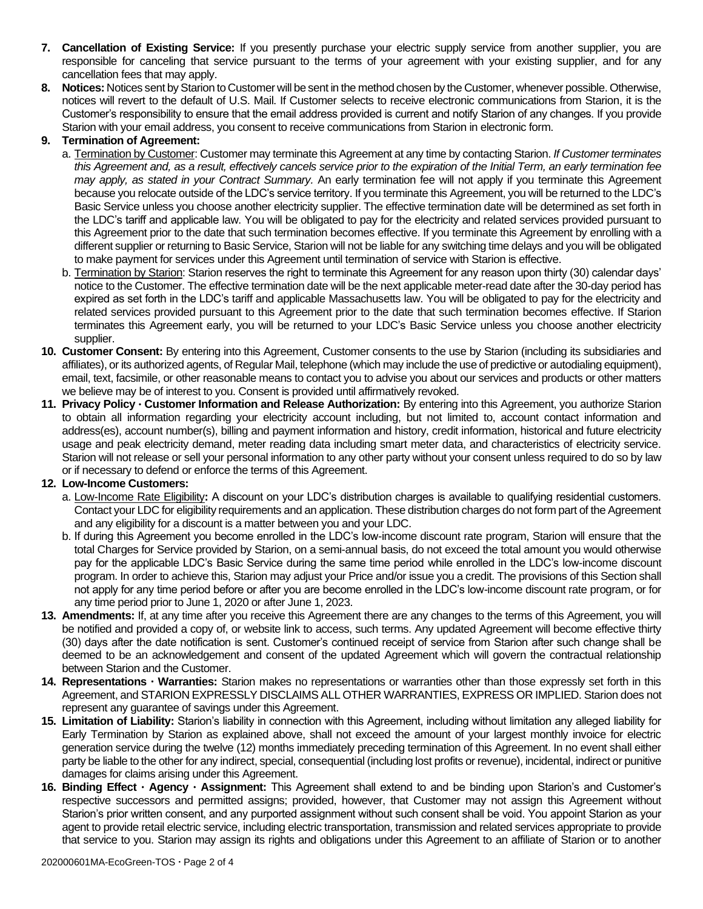7. **Cancellation of Existing Service:** If you presently purchase your electric supply service from another supplier, you are responsible for canceling that service pursuant to the terms of your agreement with your existing supplier, and for any cancellation fees that may apply.
8. **Notices:** Notices sent by Starion to Customer will be sent in the method chosen by the Customer, whenever possible. Otherwise, notices will revert to the default of U.S. Mail. If Customer selects to receive electronic communications from Starion, it is the Customer's responsibility to ensure that the email address provided is current and notify Starion of any changes. If you provide Starion with your email address, you consent to receive communications from Starion in electronic form.
9. **Termination of Agreement:**
   a. Termination by Customer: Customer may terminate this Agreement at any time by contacting Starion. *If Customer terminates this Agreement and, as a result, effectively cancels service prior to the expiration of the Initial Term, an early termination fee may apply, as stated in your Contract Summary.* An early termination fee will not apply if you terminate this Agreement because you relocate outside of the LDC's service territory. If you terminate this Agreement, you will be returned to the LDC's Basic Service unless you choose another electricity supplier. The effective termination date will be determined as set forth in the LDC's tariff and applicable law. You will be obligated to pay for the electricity and related services provided pursuant to this Agreement prior to the date that such termination becomes effective. If you terminate this Agreement by enrolling with a different supplier or returning to Basic Service, Starion will not be liable for any switching time delays and you will be obligated to make payment for services under this Agreement until termination of service with Starion is effective.
   b. Termination by Starion: Starion reserves the right to terminate this Agreement for any reason upon thirty (30) calendar days' notice to the Customer. The effective termination date will be the next applicable meter-read date after the 30-day period has expired as set forth in the LDC's tariff and applicable Massachusetts law. You will be obligated to pay for the electricity and related services provided pursuant to this Agreement prior to the date that such termination becomes effective. If Starion terminates this Agreement early, you will be returned to your LDC's Basic Service unless you choose another electricity supplier.
10. **Customer Consent:** By entering into this Agreement, Customer consents to the use by Starion (including its subsidiaries and affiliates), or its authorized agents, of Regular Mail, telephone (which may include the use of predictive or autodialing equipment), email, text, facsimile, or other reasonable means to contact you to advise you about our services and products or other matters we believe may be of interest to you. Consent is provided until affirmatively revoked.
11. **Privacy Policy · Customer Information and Release Authorization:** By entering into this Agreement, you authorize Starion to obtain all information regarding your electricity account including, but not limited to, account contact information and address(es), account number(s), billing and payment information and history, credit information, historical and future electricity usage and peak electricity demand, meter reading data including smart meter data, and characteristics of electricity service. Starion will not release or sell your personal information to any other party without your consent unless required to do so by law or if necessary to defend or enforce the terms of this Agreement.
12. **Low-Income Customers:**
   a. Low-Income Rate Eligibility**:** A discount on your LDC's distribution charges is available to qualifying residential customers. Contact your LDC for eligibility requirements and an application. These distribution charges do not form part of the Agreement and any eligibility for a discount is a matter between you and your LDC.
   b. If during this Agreement you become enrolled in the LDC's low-income discount rate program, Starion will ensure that the total Charges for Service provided by Starion, on a semi-annual basis, do not exceed the total amount you would otherwise pay for the applicable LDC's Basic Service during the same time period while enrolled in the LDC's low-income discount program. In order to achieve this, Starion may adjust your Price and/or issue you a credit. The provisions of this Section shall not apply for any time period before or after you are become enrolled in the LDC's low-income discount rate program, or for any time period prior to June 1, 2020 or after June 1, 2023.
13. **Amendments:** If, at any time after you receive this Agreement there are any changes to the terms of this Agreement, you will be notified and provided a copy of, or website link to access, such terms. Any updated Agreement will become effective thirty (30) days after the date notification is sent. Customer's continued receipt of service from Starion after such change shall be deemed to be an acknowledgement and consent of the updated Agreement which will govern the contractual relationship between Starion and the Customer.
14. **Representations · Warranties:** Starion makes no representations or warranties other than those expressly set forth in this Agreement, and STARION EXPRESSLY DISCLAIMS ALL OTHER WARRANTIES, EXPRESS OR IMPLIED. Starion does not represent any guarantee of savings under this Agreement.
15. **Limitation of Liability:** Starion's liability in connection with this Agreement, including without limitation any alleged liability for Early Termination by Starion as explained above, shall not exceed the amount of your largest monthly invoice for electric generation service during the twelve (12) months immediately preceding termination of this Agreement. In no event shall either party be liable to the other for any indirect, special, consequential (including lost profits or revenue), incidental, indirect or punitive damages for claims arising under this Agreement.
16. **Binding Effect · Agency · Assignment:** This Agreement shall extend to and be binding upon Starion's and Customer's respective successors and permitted assigns; provided, however, that Customer may not assign this Agreement without Starion's prior written consent, and any purported assignment without such consent shall be void. You appoint Starion as your agent to provide retail electric service, including electric transportation, transmission and related services appropriate to provide that service to you. Starion may assign its rights and obligations under this Agreement to an affiliate of Starion or to another

202000601MA-EcoGreen-TOS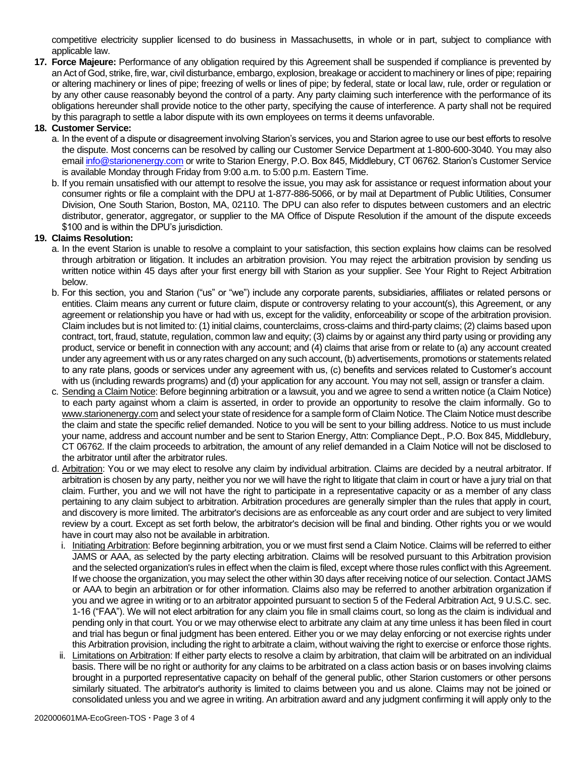competitive electricity supplier licensed to do business in Massachusetts, in whole or in part, subject to compliance with applicable law.

17. **Force Majeure:** Performance of any obligation required by this Agreement shall be suspended if compliance is prevented by an Act of God, strike, fire, war, civil disturbance, embargo, explosion, breakage or accident to machinery or lines of pipe; repairing or altering machinery or lines of pipe; freezing of wells or lines of pipe; by federal, state or local law, rule, order or regulation or by any other cause reasonably beyond the control of a party. Any party claiming such interference with the performance of its obligations hereunder shall provide notice to the other party, specifying the cause of interference. A party shall not be required by this paragraph to settle a labor dispute with its own employees on terms it deems unfavorable.

18. **Customer Service:**
    a. In the event of a dispute or disagreement involving Starion's services, you and Starion agree to use our best efforts to resolve the dispute. Most concerns can be resolved by calling our Customer Service Department at 1-800-600-3040. You may also email info@starionenergy.com or write to Starion Energy, P.O. Box 845, Middlebury, CT 06762. Starion's Customer Service is available Monday through Friday from 9:00 a.m. to 5:00 p.m. Eastern Time.
    b. If you remain unsatisfied with our attempt to resolve the issue, you may ask for assistance or request information about your consumer rights or file a complaint with the DPU at 1-877-886-5066, or by mail at Department of Public Utilities, Consumer Division, One South Starion, Boston, MA, 02110. The DPU can also refer to disputes between customers and an electric distributor, generator, aggregator, or supplier to the MA Office of Dispute Resolution if the amount of the dispute exceeds $100 and is within the DPU's jurisdiction.

19. **Claims Resolution:**
    a. In the event Starion is unable to resolve a complaint to your satisfaction, this section explains how claims can be resolved through arbitration or litigation. It includes an arbitration provision. You may reject the arbitration provision by sending us written notice within 45 days after your first energy bill with Starion as your supplier. See Your Right to Reject Arbitration below.
    b. For this section, you and Starion ("us" or "we") include any corporate parents, subsidiaries, affiliates or related persons or entities. Claim means any current or future claim, dispute or controversy relating to your account(s), this Agreement, or any agreement or relationship you have or had with us, except for the validity, enforceability or scope of the arbitration provision. Claim includes but is not limited to: (1) initial claims, counterclaims, cross-claims and third-party claims; (2) claims based upon contract, tort, fraud, statute, regulation, common law and equity; (3) claims by or against any third party using or providing any product, service or benefit in connection with any account; and (4) claims that arise from or relate to (a) any account created under any agreement with us or any rates charged on any such account, (b) advertisements, promotions or statements related to any rate plans, goods or services under any agreement with us, (c) benefits and services related to Customer's account with us (including rewards programs) and (d) your application for any account. You may not sell, assign or transfer a claim.
    c. Sending a Claim Notice: Before beginning arbitration or a lawsuit, you and we agree to send a written notice (a Claim Notice) to each party against whom a claim is asserted, in order to provide an opportunity to resolve the claim informally. Go to www.starionenergy.com and select your state of residence for a sample form of Claim Notice. The Claim Notice must describe the claim and state the specific relief demanded. Notice to you will be sent to your billing address. Notice to us must include your name, address and account number and be sent to Starion Energy, Attn: Compliance Dept., P.O. Box 845, Middlebury, CT 06762. If the claim proceeds to arbitration, the amount of any relief demanded in a Claim Notice will not be disclosed to the arbitrator until after the arbitrator rules.
    d. Arbitration: You or we may elect to resolve any claim by individual arbitration. Claims are decided by a neutral arbitrator. If arbitration is chosen by any party, neither you nor we will have the right to litigate that claim in court or have a jury trial on that claim. Further, you and we will not have the right to participate in a representative capacity or as a member of any class pertaining to any claim subject to arbitration. Arbitration procedures are generally simpler than the rules that apply in court, and discovery is more limited. The arbitrator's decisions are as enforceable as any court order and are subject to very limited review by a court. Except as set forth below, the arbitrator's decision will be final and binding. Other rights you or we would have in court may also not be available in arbitration.
        i. Initiating Arbitration: Before beginning arbitration, you or we must first send a Claim Notice. Claims will be referred to either JAMS or AAA, as selected by the party electing arbitration. Claims will be resolved pursuant to this Arbitration provision and the selected organization's rules in effect when the claim is filed, except where those rules conflict with this Agreement. If we choose the organization, you may select the other within 30 days after receiving notice of our selection. Contact JAMS or AAA to begin an arbitration or for other information. Claims also may be referred to another arbitration organization if you and we agree in writing or to an arbitrator appointed pursuant to section 5 of the Federal Arbitration Act, 9 U.S.C. sec. 1-16 ("FAA"). We will not elect arbitration for any claim you file in small claims court, so long as the claim is individual and pending only in that court. You or we may otherwise elect to arbitrate any claim at any time unless it has been filed in court and trial has begun or final judgment has been entered. Either you or we may delay enforcing or not exercise rights under this Arbitration provision, including the right to arbitrate a claim, without waiving the right to exercise or enforce those rights.
        ii. Limitations on Arbitration: If either party elects to resolve a claim by arbitration, that claim will be arbitrated on an individual basis. There will be no right or authority for any claims to be arbitrated on a class action basis or on bases involving claims brought in a purported representative capacity on behalf of the general public, other Starion customers or other persons similarly situated. The arbitrator's authority is limited to claims between you and us alone. Claims may not be joined or consolidated unless you and we agree in writing. An arbitration award and any judgment confirming it will apply only to the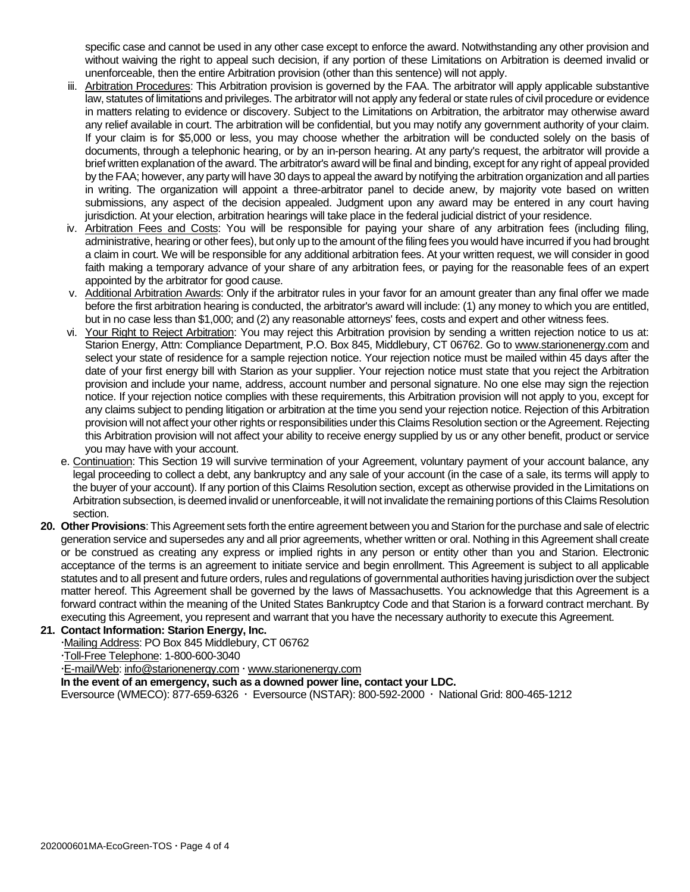specific case and cannot be used in any other case except to enforce the award. Notwithstanding any other provision and without waiving the right to appeal such decision, if any portion of these Limitations on Arbitration is deemed invalid or unenforceable, then the entire Arbitration provision (other than this sentence) will not apply.

iii. Arbitration Procedures: This Arbitration provision is governed by the FAA. The arbitrator will apply applicable substantive law, statutes of limitations and privileges. The arbitrator will not apply any federal or state rules of civil procedure or evidence in matters relating to evidence or discovery. Subject to the Limitations on Arbitration, the arbitrator may otherwise award any relief available in court. The arbitration will be confidential, but you may notify any government authority of your claim. If your claim is for $5,000 or less, you may choose whether the arbitration will be conducted solely on the basis of documents, through a telephonic hearing, or by an in-person hearing. At any party's request, the arbitrator will provide a brief written explanation of the award. The arbitrator's award will be final and binding, except for any right of appeal provided by the FAA; however, any party will have 30 days to appeal the award by notifying the arbitration organization and all parties in writing. The organization will appoint a three-arbitrator panel to decide anew, by majority vote based on written submissions, any aspect of the decision appealed. Judgment upon any award may be entered in any court having jurisdiction. At your election, arbitration hearings will take place in the federal judicial district of your residence.

iv. Arbitration Fees and Costs: You will be responsible for paying your share of any arbitration fees (including filing, administrative, hearing or other fees), but only up to the amount of the filing fees you would have incurred if you had brought a claim in court. We will be responsible for any additional arbitration fees. At your written request, we will consider in good faith making a temporary advance of your share of any arbitration fees, or paying for the reasonable fees of an expert appointed by the arbitrator for good cause.

v. Additional Arbitration Awards: Only if the arbitrator rules in your favor for an amount greater than any final offer we made before the first arbitration hearing is conducted, the arbitrator's award will include: (1) any money to which you are entitled, but in no case less than $1,000; and (2) any reasonable attorneys' fees, costs and expert and other witness fees.

vi. Your Right to Reject Arbitration: You may reject this Arbitration provision by sending a written rejection notice to us at: Starion Energy, Attn: Compliance Department, P.O. Box 845, Middlebury, CT 06762. Go to www.starionenergy.com and select your state of residence for a sample rejection notice. Your rejection notice must be mailed within 45 days after the date of your first energy bill with Starion as your supplier. Your rejection notice must state that you reject the Arbitration provision and include your name, address, account number and personal signature. No one else may sign the rejection notice. If your rejection notice complies with these requirements, this Arbitration provision will not apply to you, except for any claims subject to pending litigation or arbitration at the time you send your rejection notice. Rejection of this Arbitration provision will not affect your other rights or responsibilities under this Claims Resolution section or the Agreement. Rejecting this Arbitration provision will not affect your ability to receive energy supplied by us or any other benefit, product or service you may have with your account.

e. Continuation: This Section 19 will survive termination of your Agreement, voluntary payment of your account balance, any legal proceeding to collect a debt, any bankruptcy and any sale of your account (in the case of a sale, its terms will apply to the buyer of your account). If any portion of this Claims Resolution section, except as otherwise provided in the Limitations on Arbitration subsection, is deemed invalid or unenforceable, it will not invalidate the remaining portions of this Claims Resolution section.

**20. Other Provisions**: This Agreement sets forth the entire agreement between you and Starion for the purchase and sale of electric generation service and supersedes any and all prior agreements, whether written or oral. Nothing in this Agreement shall create or be construed as creating any express or implied rights in any person or entity other than you and Starion. Electronic acceptance of the terms is an agreement to initiate service and begin enrollment. This Agreement is subject to all applicable statutes and to all present and future orders, rules and regulations of governmental authorities having jurisdiction over the subject matter hereof. This Agreement shall be governed by the laws of Massachusetts. You acknowledge that this Agreement is a forward contract within the meaning of the United States Bankruptcy Code and that Starion is a forward contract merchant. By executing this Agreement, you represent and warrant that you have the necessary authority to execute this Agreement.

**21. Contact Information: Starion Energy, Inc.**

·Mailing Address: PO Box 845 Middlebury, CT 06762

·Toll-Free Telephone: 1-800-600-3040

·E-mail/Web: info@starionenergy.com · www.starionenergy.com

**In the event of an emergency, such as a downed power line, contact your LDC.**

Eversource (WMECO): 877-659-6326 · Eversource (NSTAR): 800-592-2000 · National Grid: 800-465-1212